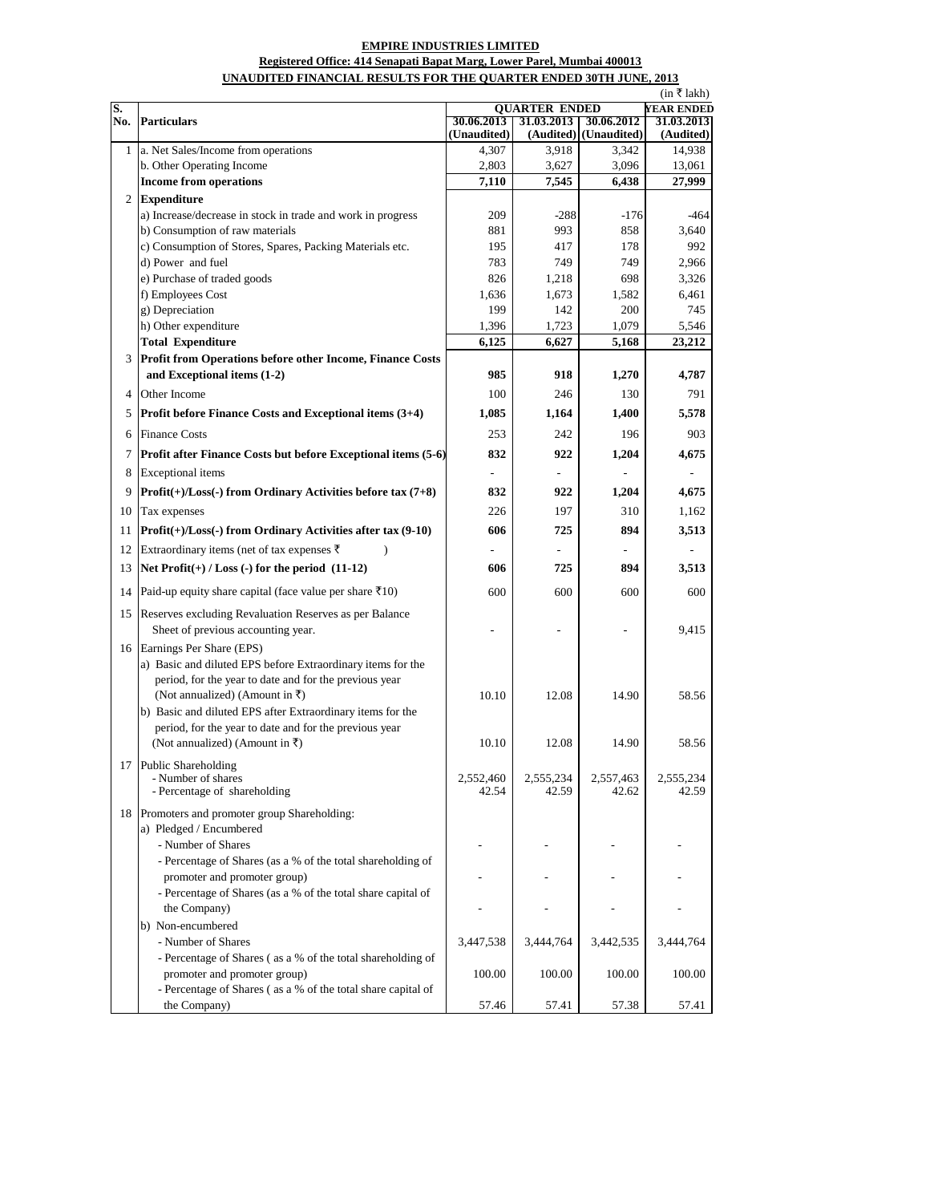**EMPIRE INDUSTRIES LIMITED**

**Registered Office: 414 Senapati Bapat Marg, Lower Parel, Mumbai 400013**

**UNAUDITED FINANCIAL RESULTS FOR THE QUARTER ENDED 30TH JUNE, 2013**

(in ₹ lakh)

| S. No. | Particulars | QUARTER ENDED | | | YEAR ENDED |
|---|---|---|---|---|---|
| | | 30.06.2013 (Unaudited) | 31.03.2013 (Audited) | 30.06.2012 (Unaudited) | 31.03.2013 (Audited) |
| 1 | a. Net Sales/Income from operations | 4,307 | 3,918 | 3,342 | 14,938 |
| | b. Other Operating Income | 2,803 | 3,627 | 3,096 | 13,061 |
| | **Income from operations** | **7,110** | **7,545** | **6,438** | **27,999** |
| 2 | **Expenditure** | | | | |
| | a) Increase/decrease in stock in trade and work in progress | 209 | -288 | -176 | -464 |
| | b) Consumption of raw materials | 881 | 993 | 858 | 3,640 |
| | c) Consumption of Stores, Spares, Packing Materials etc. | 195 | 417 | 178 | 992 |
| | d) Power and fuel | 783 | 749 | 749 | 2,966 |
| | e) Purchase of traded goods | 826 | 1,218 | 698 | 3,326 |
| | f) Employees Cost | 1,636 | 1,673 | 1,582 | 6,461 |
| | g) Depreciation | 199 | 142 | 200 | 745 |
| | h) Other expenditure | 1,396 | 1,723 | 1,079 | 5,546 |
| | **Total Expenditure** | **6,125** | **6,627** | **5,168** | **23,212** |
| 3 | **Profit from Operations before other Income, Finance Costs and Exceptional items (1-2)** | **985** | **918** | **1,270** | **4,787** |
| 4 | Other Income | 100 | 246 | 130 | 791 |
| 5 | **Profit before Finance Costs and Exceptional items (3+4)** | **1,085** | **1,164** | **1,400** | **5,578** |
| 6 | Finance Costs | 253 | 242 | 196 | 903 |
| 7 | **Profit after Finance Costs but before Exceptional items (5-6)** | **832** | **922** | **1,204** | **4,675** |
| 8 | Exceptional items | - | - | - | - |
| 9 | **Profit(+)/Loss(-) from Ordinary Activities before tax (7+8)** | **832** | **922** | **1,204** | **4,675** |
| 10 | Tax expenses | 226 | 197 | 310 | 1,162 |
| 11 | **Profit(+)/Loss(-) from Ordinary Activities after tax (9-10)** | **606** | **725** | **894** | **3,513** |
| 12 | Extraordinary items (net of tax expenses ₹ ) | - | - | - | - |
| 13 | **Net Profit(+) / Loss (-) for the period (11-12)** | **606** | **725** | **894** | **3,513** |
| 14 | Paid-up equity share capital (face value per share ₹10) | 600 | 600 | 600 | 600 |
| 15 | Reserves excluding Revaluation Reserves as per Balance Sheet of previous accounting year. | - | - | - | 9,415 |
| 16 | Earnings Per Share (EPS) | | | | |
| | a) Basic and diluted EPS before Extraordinary items for the period, for the year to date and for the previous year (Not annualized) (Amount in ₹) | 10.10 | 12.08 | 14.90 | 58.56 |
| | b) Basic and diluted EPS after Extraordinary items for the period, for the year to date and for the previous year (Not annualized) (Amount in ₹) | 10.10 | 12.08 | 14.90 | 58.56 |
| 17 | Public Shareholding | | | | |
| | - Number of shares | 2,552,460 | 2,555,234 | 2,557,463 | 2,555,234 |
| | - Percentage of shareholding | 42.54 | 42.59 | 42.62 | 42.59 |
| 18 | Promoters and promoter group Shareholding: | | | | |
| | a) Pledged / Encumbered | | | | |
| | - Number of Shares | - | - | - | - |
| | - Percentage of Shares (as a % of the total shareholding of promoter and promoter group) | - | - | - | - |
| | - Percentage of Shares (as a % of the total share capital of the Company) | - | - | - | - |
| | b) Non-encumbered | | | | |
| | - Number of Shares | 3,447,538 | 3,444,764 | 3,442,535 | 3,444,764 |
| | - Percentage of Shares ( as a % of the total shareholding of promoter and promoter group) | 100.00 | 100.00 | 100.00 | 100.00 |
| | - Percentage of Shares ( as a % of the total share capital of the Company) | 57.46 | 57.41 | 57.38 | 57.41 |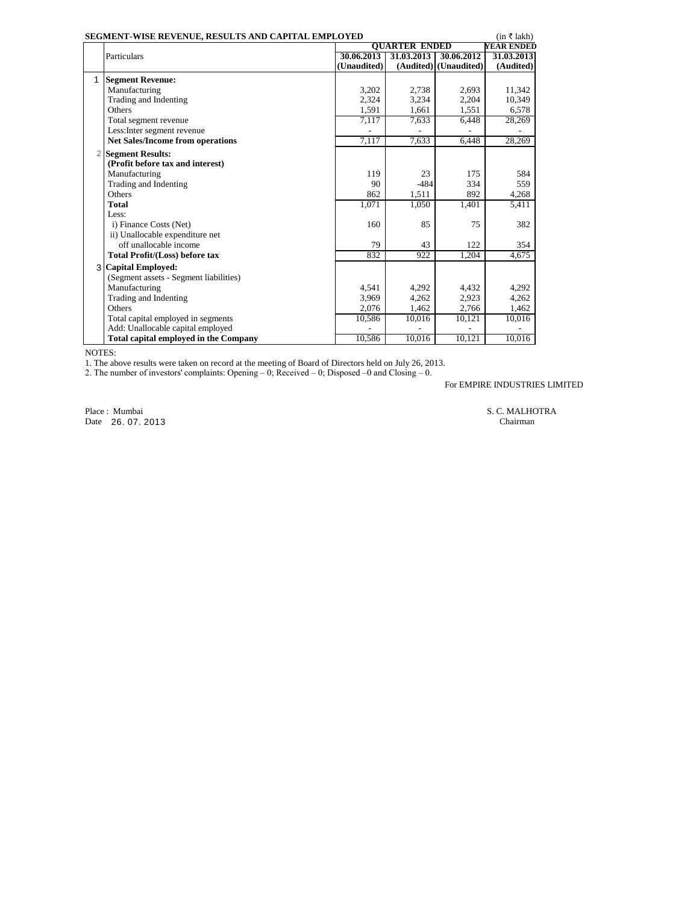**SEGMENT-WISE REVENUE, RESULTS AND CAPITAL EMPLOYED** (in ₹ lakh)

| | Particulars | QUARTER ENDED | | | YEAR ENDED |
|---|---|---|---|---|---|
| | | 30.06.2013 (Unaudited) | 31.03.2013 (Audited) | 30.06.2012 (Unaudited) | 31.03.2013 (Audited) |
| 1 | **Segment Revenue:** | | | | |
| | Manufacturing | 3,202 | 2,738 | 2,693 | 11,342 |
| | Trading and Indenting | 2,324 | 3,234 | 2,204 | 10,349 |
| | Others | 1,591 | 1,661 | 1,551 | 6,578 |
| | Total segment revenue | 7,117 | 7,633 | 6,448 | 28,269 |
| | Less:Inter segment revenue | - | - | - | - |
| | **Net Sales/Income from operations** | 7,117 | 7,633 | 6,448 | 28,269 |
| 2 | **Segment Results:** | | | | |
| | **(Profit before tax and interest)** | | | | |
| | Manufacturing | 119 | 23 | 175 | 584 |
| | Trading and Indenting | 90 | -484 | 334 | 559 |
| | Others | 862 | 1,511 | 892 | 4,268 |
| | **Total** | 1,071 | 1,050 | 1,401 | 5,411 |
| | Less: | | | | |
| | i) Finance Costs (Net) | 160 | 85 | 75 | 382 |
| | ii) Unallocable expenditure net off unallocable income | 79 | 43 | 122 | 354 |
| | **Total Profit/(Loss) before tax** | 832 | 922 | 1,204 | 4,675 |
| 3 | **Capital Employed:** | | | | |
| | (Segment assets - Segment liabilities) | | | | |
| | Manufacturing | 4,541 | 4,292 | 4,432 | 4,292 |
| | Trading and Indenting | 3,969 | 4,262 | 2,923 | 4,262 |
| | Others | 2,076 | 1,462 | 2,766 | 1,462 |
| | Total capital employed in segments | 10,586 | 10,016 | 10,121 | 10,016 |
| | Add: Unallocable capital employed | - | - | - | - |
| | **Total capital employed in the Company** | 10,586 | 10,016 | 10,121 | 10,016 |

NOTES:

1. The above results were taken on record at the meeting of Board of Directors held on July 26, 2013.
2. The number of investors' complaints: Opening – 0; Received – 0; Disposed –0 and Closing – 0.

For EMPIRE INDUSTRIES LIMITED

Place : Mumbai
Date 26. 07. 2013

S. C. MALHOTRA
Chairman